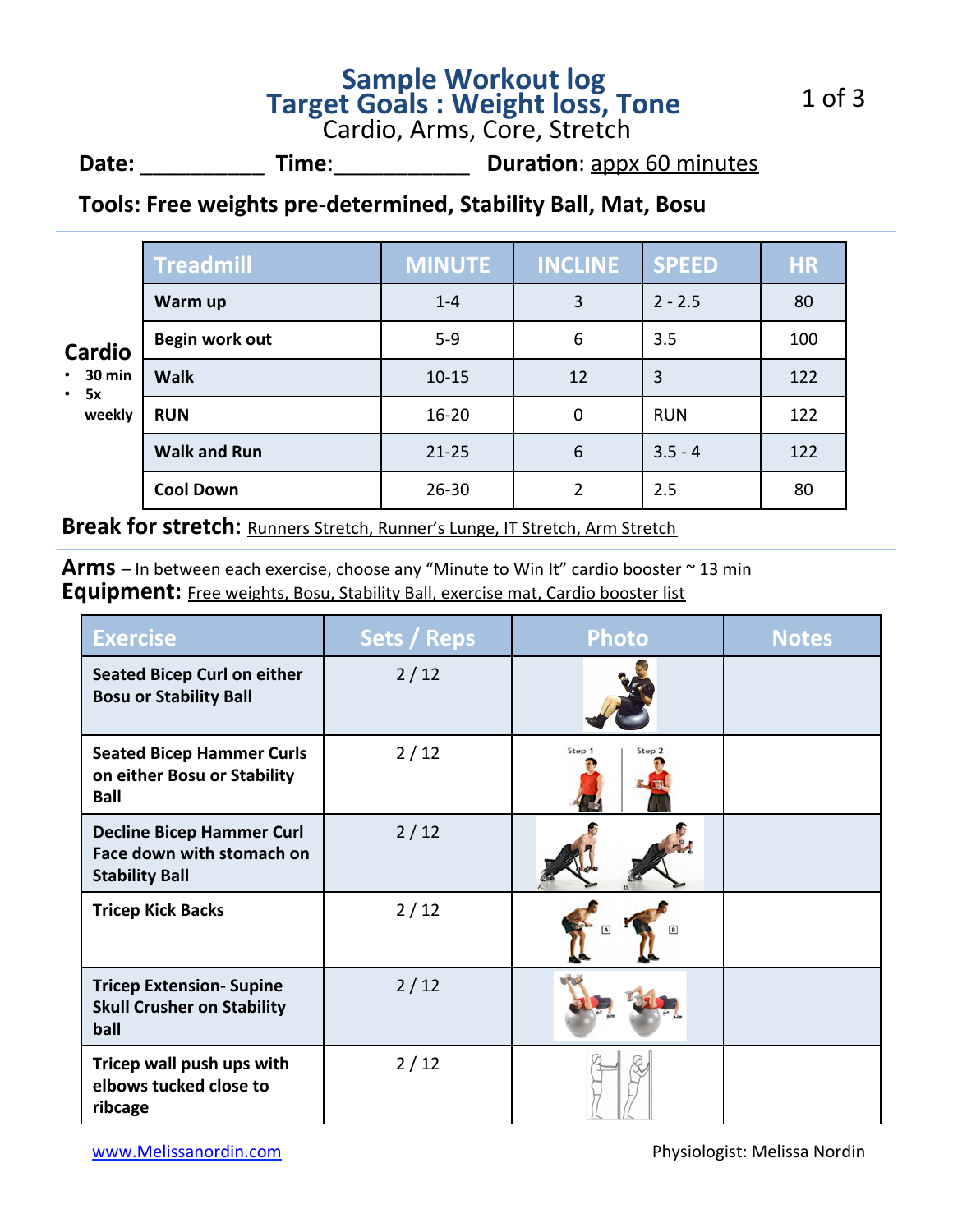# Sample Workout log
# Target Goals : Weight loss, Tone

Cardio, Arms, Core, Stretch

**Date:** __________ **Time**:___________ **Duration**: appx 60 minutes

**Tools: Free weights pre-determined, Stability Ball, Mat, Bosu**

## Cardio

- 30 min
- 5x weekly

| Treadmill | MINUTE | INCLINE | SPEED | HR |
|---|---|---|---|---|
| **Warm up** | 1-4 | 3 | 2 - 2.5 | 80 |
| **Begin work out** | 5-9 | 6 | 3.5 | 100 |
| **Walk** | 10-15 | 12 | 3 | 122 |
| **RUN** | 16-20 | 0 | RUN | 122 |
| **Walk and Run** | 21-25 | 6 | 3.5 - 4 | 122 |
| **Cool Down** | 26-30 | 2 | 2.5 | 80 |

**Break for stretch**: Runners Stretch, Runner's Lunge, IT Stretch, Arm Stretch

**Arms** – In between each exercise, choose any "Minute to Win It" cardio booster ~ 13 min

**Equipment:** Free weights, Bosu, Stability Ball, exercise mat, Cardio booster list

| Exercise | Sets / Reps | Photo | Notes |
|---|---|---|---|
| **Seated Bicep Curl on either Bosu or Stability Ball** | 2 / 12 | | |
| **Seated Bicep Hammer Curls on either Bosu or Stability Ball** | 2 / 12 | Step 1 Step 2 | |
| **Decline Bicep Hammer Curl Face down with stomach on Stability Ball** | 2 / 12 | A B | |
| **Tricep Kick Backs** | 2 / 12 | A B | |
| **Tricep Extension- Supine Skull Crusher on Stability ball** | 2 / 12 | | |
| **Tricep wall push ups with elbows tucked close to ribcage** | 2 / 12 | | |

www.Melissanordin.com

Physiologist: Melissa Nordin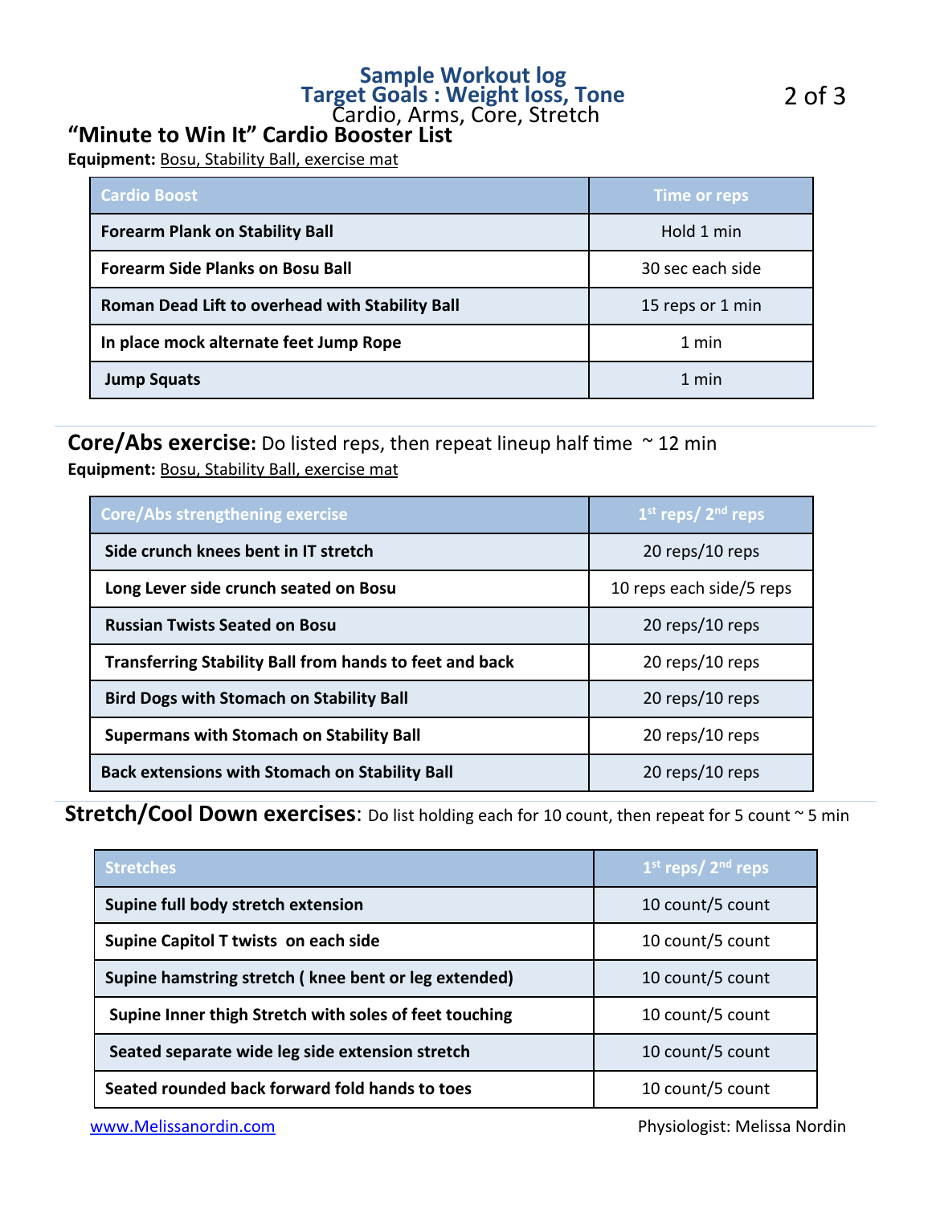# Sample Workout log
## Target Goals : Weight loss, Tone
Cardio, Arms, Core, Stretch

## "Minute to Win It" Cardio Booster List

**Equipment:** Bosu, Stability Ball, exercise mat

| Cardio Boost | Time or reps |
|---|---|
| **Forearm Plank on Stability Ball** | Hold 1 min |
| **Forearm Side Planks on Bosu Ball** | 30 sec each side |
| **Roman Dead Lift to overhead with Stability Ball** | 15 reps or 1 min |
| **In place mock alternate feet Jump Rope** | 1 min |
| **Jump Squats** | 1 min |

## Core/Abs exercise: Do listed reps, then repeat lineup half time ~ 12 min

**Equipment:** Bosu, Stability Ball, exercise mat

| Core/Abs strengthening exercise | 1st reps/ 2nd reps |
|---|---|
| **Side crunch knees bent in IT stretch** | 20 reps/10 reps |
| **Long Lever side crunch seated on Bosu** | 10 reps each side/5 reps |
| **Russian Twists Seated on Bosu** | 20 reps/10 reps |
| **Transferring Stability Ball from hands to feet and back** | 20 reps/10 reps |
| **Bird Dogs with Stomach on Stability Ball** | 20 reps/10 reps |
| **Supermans with Stomach on Stability Ball** | 20 reps/10 reps |
| **Back extensions with Stomach on Stability Ball** | 20 reps/10 reps |

## Stretch/Cool Down exercises: Do list holding each for 10 count, then repeat for 5 count ~ 5 min

| Stretches | 1st reps/ 2nd reps |
|---|---|
| **Supine full body stretch extension** | 10 count/5 count |
| **Supine Capitol T twists on each side** | 10 count/5 count |
| **Supine hamstring stretch ( knee bent or leg extended)** | 10 count/5 count |
| **Supine Inner thigh Stretch with soles of feet touching** | 10 count/5 count |
| **Seated separate wide leg side extension stretch** | 10 count/5 count |
| **Seated rounded back forward fold hands to toes** | 10 count/5 count |

www.Melissanordin.com

Physiologist: Melissa Nordin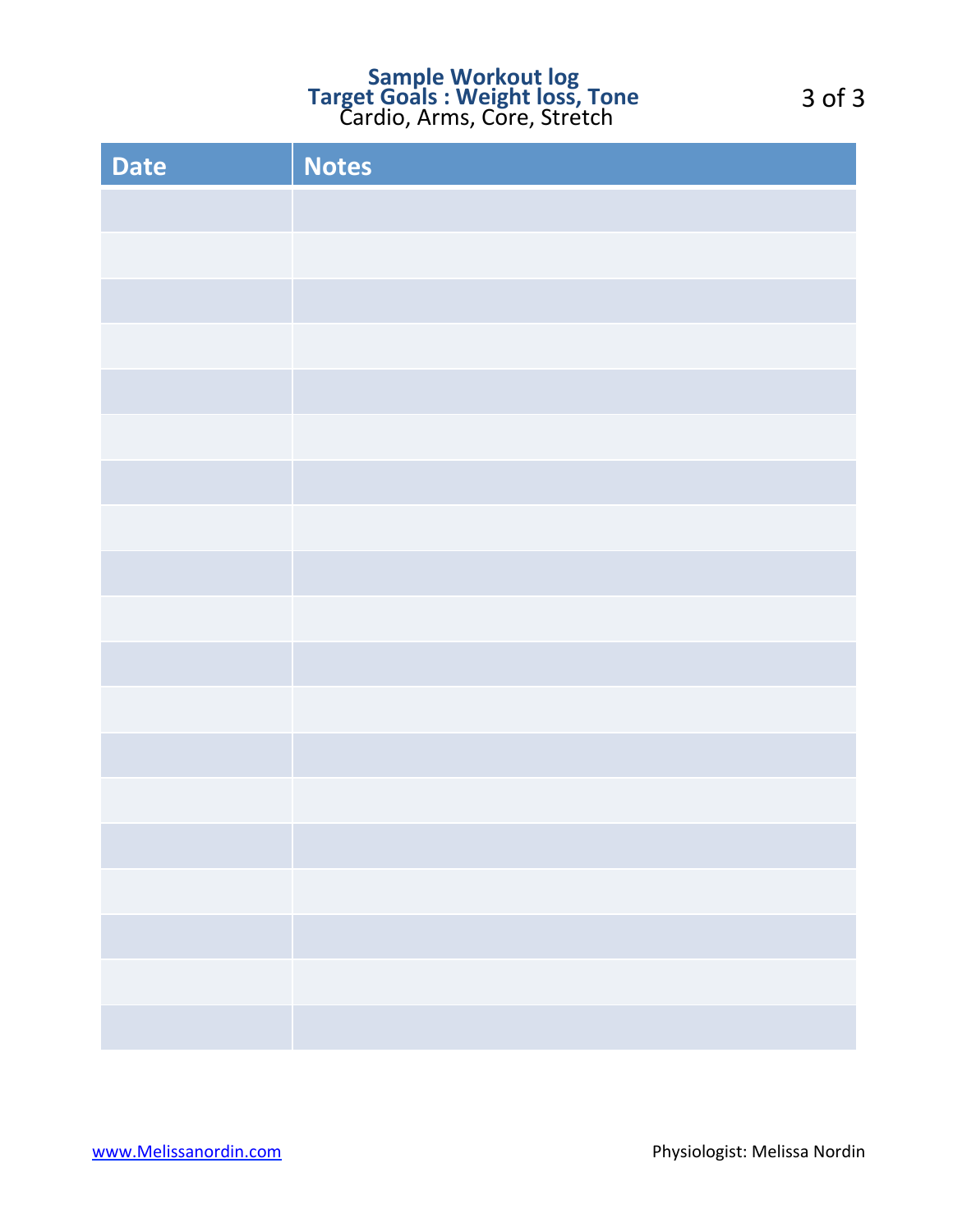**Sample Workout log**
**Target Goals : Weight loss, Tone**
Cardio, Arms, Core, Stretch

| Date | Notes |
|---|---|
| | |
| | |
| | |
| | |
| | |
| | |
| | |
| | |
| | |
| | |
| | |
| | |
| | |
| | |
| | |
| | |
| | |
| | |
| | |

www.Melissanordin.com

Physiologist: Melissa Nordin